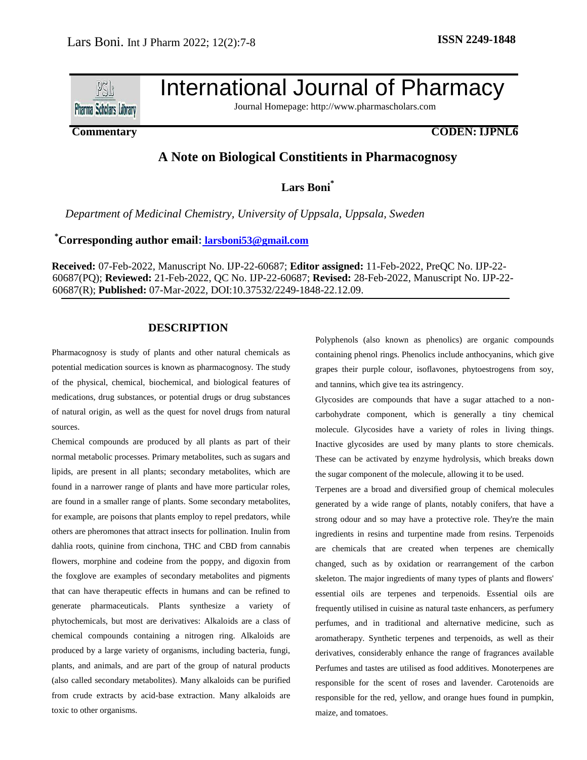# International Journal of Pharmacy

Journal Homepage: http://www.pharmascholars.com

**Commentary** **CODEN: IJPNL6**

## A Note on Biological Constitients in Pharmacognosy

**Lars Boni***

*Department of Medicinal Chemistry, University of Uppsala, Uppsala, Sweden*

***Corresponding author email: larsboni53@gmail.com**

**Received:** 07-Feb-2022, Manuscript No. IJP-22-60687; **Editor assigned:** 11-Feb-2022, PreQC No. IJP-22-60687(PQ); **Reviewed:** 21-Feb-2022, QC No. IJP-22-60687; **Revised:** 28-Feb-2022, Manuscript No. IJP-22-60687(R); **Published:** 07-Mar-2022, DOI:10.37532/2249-1848-22.12.09.

## DESCRIPTION

Pharmacognosy is study of plants and other natural chemicals as potential medication sources is known as pharmacognosy. The study of the physical, chemical, biochemical, and biological features of medications, drug substances, or potential drugs or drug substances of natural origin, as well as the quest for novel drugs from natural sources.

Chemical compounds are produced by all plants as part of their normal metabolic processes. Primary metabolites, such as sugars and lipids, are present in all plants; secondary metabolites, which are found in a narrower range of plants and have more particular roles, are found in a smaller range of plants. Some secondary metabolites, for example, are poisons that plants employ to repel predators, while others are pheromones that attract insects for pollination. Inulin from dahlia roots, quinine from cinchona, THC and CBD from cannabis flowers, morphine and codeine from the poppy, and digoxin from the foxglove are examples of secondary metabolites and pigments that can have therapeutic effects in humans and can be refined to generate pharmaceuticals. Plants synthesize a variety of phytochemicals, but most are derivatives: Alkaloids are a class of chemical compounds containing a nitrogen ring. Alkaloids are produced by a large variety of organisms, including bacteria, fungi, plants, and animals, and are part of the group of natural products (also called secondary metabolites). Many alkaloids can be purified from crude extracts by acid-base extraction. Many alkaloids are toxic to other organisms.

Polyphenols (also known as phenolics) are organic compounds containing phenol rings. Phenolics include anthocyanins, which give grapes their purple colour, isoflavones, phytoestrogens from soy, and tannins, which give tea its astringency.

Glycosides are compounds that have a sugar attached to a non-carbohydrate component, which is generally a tiny chemical molecule. Glycosides have a variety of roles in living things. Inactive glycosides are used by many plants to store chemicals. These can be activated by enzyme hydrolysis, which breaks down the sugar component of the molecule, allowing it to be used.

Terpenes are a broad and diversified group of chemical molecules generated by a wide range of plants, notably conifers, that have a strong odour and so may have a protective role. They're the main ingredients in resins and turpentine made from resins. Terpenoids are chemicals that are created when terpenes are chemically changed, such as by oxidation or rearrangement of the carbon skeleton. The major ingredients of many types of plants and flowers' essential oils are terpenes and terpenoids. Essential oils are frequently utilised in cuisine as natural taste enhancers, as perfumery perfumes, and in traditional and alternative medicine, such as aromatherapy. Synthetic terpenes and terpenoids, as well as their derivatives, considerably enhance the range of fragrances available Perfumes and tastes are utilised as food additives. Monoterpenes are responsible for the scent of roses and lavender. Carotenoids are responsible for the red, yellow, and orange hues found in pumpkin, maize, and tomatoes.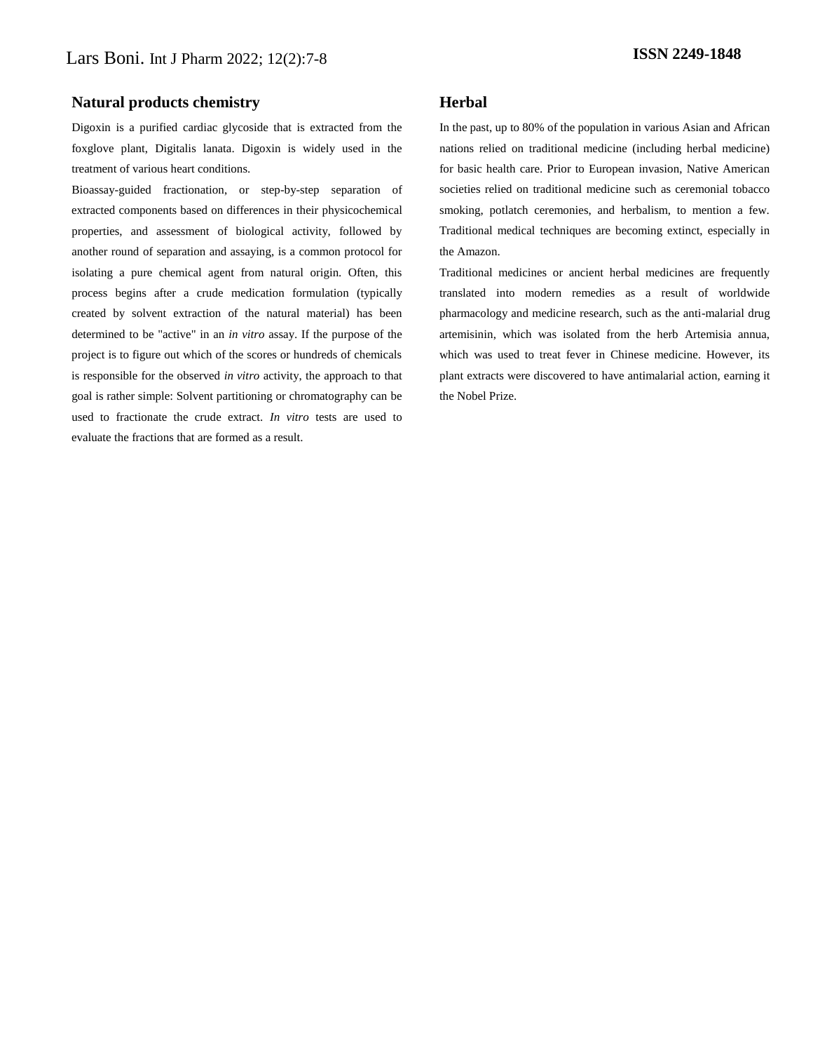## Natural products chemistry

Digoxin is a purified cardiac glycoside that is extracted from the foxglove plant, Digitalis lanata. Digoxin is widely used in the treatment of various heart conditions.

Bioassay-guided fractionation, or step-by-step separation of extracted components based on differences in their physicochemical properties, and assessment of biological activity, followed by another round of separation and assaying, is a common protocol for isolating a pure chemical agent from natural origin. Often, this process begins after a crude medication formulation (typically created by solvent extraction of the natural material) has been determined to be "active" in an *in vitro* assay. If the purpose of the project is to figure out which of the scores or hundreds of chemicals is responsible for the observed *in vitro* activity, the approach to that goal is rather simple: Solvent partitioning or chromatography can be used to fractionate the crude extract. *In vitro* tests are used to evaluate the fractions that are formed as a result.

## Herbal

In the past, up to 80% of the population in various Asian and African nations relied on traditional medicine (including herbal medicine) for basic health care. Prior to European invasion, Native American societies relied on traditional medicine such as ceremonial tobacco smoking, potlatch ceremonies, and herbalism, to mention a few. Traditional medical techniques are becoming extinct, especially in the Amazon.

Traditional medicines or ancient herbal medicines are frequently translated into modern remedies as a result of worldwide pharmacology and medicine research, such as the anti-malarial drug artemisinin, which was isolated from the herb Artemisia annua, which was used to treat fever in Chinese medicine. However, its plant extracts were discovered to have antimalarial action, earning it the Nobel Prize.